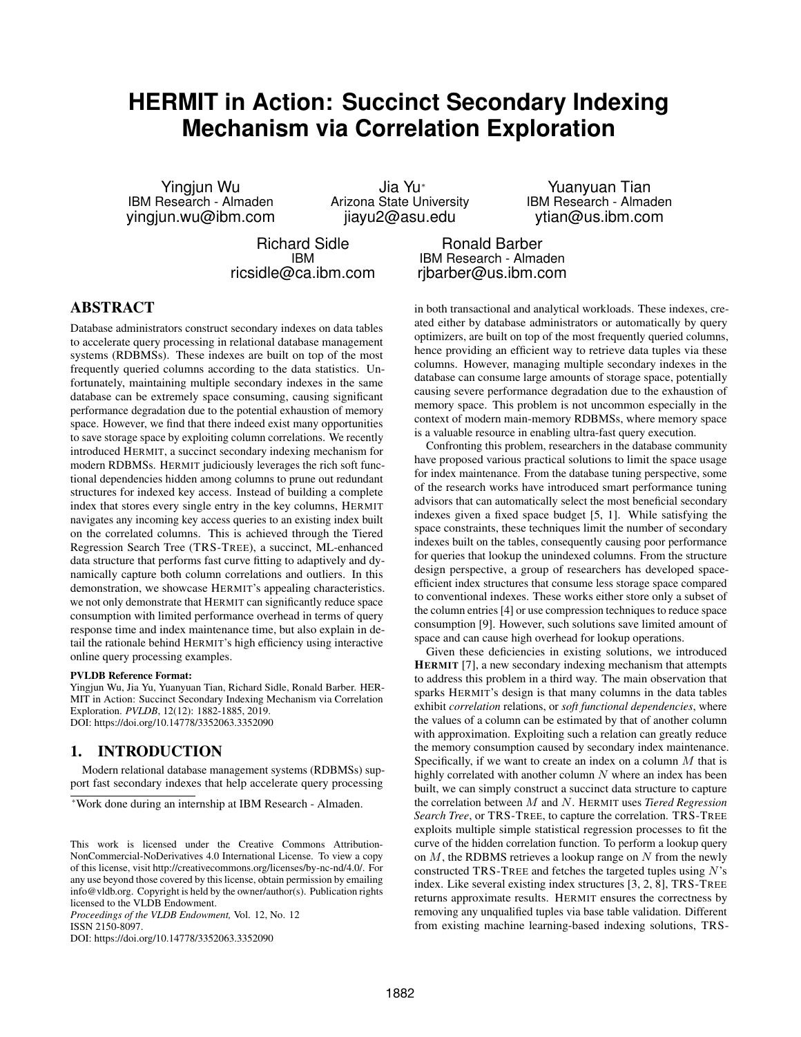# HERMIT in Action: Succinct Secondary Indexing Mechanism via Correlation Exploration

Yingjun Wu
IBM Research - Almaden
yingjun.wu@ibm.com

Jia Yu*
Arizona State University
jiayu2@asu.edu

Yuanyuan Tian
IBM Research - Almaden
ytian@us.ibm.com

Richard Sidle
IBM
ricsidle@ca.ibm.com

Ronald Barber
IBM Research - Almaden
rjbarber@us.ibm.com

## ABSTRACT

Database administrators construct secondary indexes on data tables to accelerate query processing in relational database management systems (RDBMSs). These indexes are built on top of the most frequently queried columns according to the data statistics. Unfortunately, maintaining multiple secondary indexes in the same database can be extremely space consuming, causing significant performance degradation due to the potential exhaustion of memory space. However, we find that there indeed exist many opportunities to save storage space by exploiting column correlations. We recently introduced HERMIT, a succinct secondary indexing mechanism for modern RDBMSs. HERMIT judiciously leverages the rich soft functional dependencies hidden among columns to prune out redundant structures for indexed key access. Instead of building a complete index that stores every single entry in the key columns, HERMIT navigates any incoming key access queries to an existing index built on the correlated columns. This is achieved through the Tiered Regression Search Tree (TRS-TREE), a succinct, ML-enhanced data structure that performs fast curve fitting to adaptively and dynamically capture both column correlations and outliers. In this demonstration, we showcase HERMIT's appealing characteristics. we not only demonstrate that HERMIT can significantly reduce space consumption with limited performance overhead in terms of query response time and index maintenance time, but also explain in detail the rationale behind HERMIT's high efficiency using interactive online query processing examples.

**PVLDB Reference Format:**
Yingjun Wu, Jia Yu, Yuanyuan Tian, Richard Sidle, Ronald Barber. HERMIT in Action: Succinct Secondary Indexing Mechanism via Correlation Exploration. *PVLDB*, 12(12): 1882-1885, 2019.
DOI: https://doi.org/10.14778/3352063.3352090

## 1. INTRODUCTION

Modern relational database management systems (RDBMSs) support fast secondary indexes that help accelerate query processing in both transactional and analytical workloads. These indexes, created either by database administrators or automatically by query optimizers, are built on top of the most frequently queried columns, hence providing an efficient way to retrieve data tuples via these columns. However, managing multiple secondary indexes in the database can consume large amounts of storage space, potentially causing severe performance degradation due to the exhaustion of memory space. This problem is not uncommon especially in the context of modern main-memory RDBMSs, where memory space is a valuable resource in enabling ultra-fast query execution.

Confronting this problem, researchers in the database community have proposed various practical solutions to limit the space usage for index maintenance. From the database tuning perspective, some of the research works have introduced smart performance tuning advisors that can automatically select the most beneficial secondary indexes given a fixed space budget [5, 1]. While satisfying the space constraints, these techniques limit the number of secondary indexes built on the tables, consequently causing poor performance for queries that lookup the unindexed columns. From the structure design perspective, a group of researchers has developed space-efficient index structures that consume less storage space compared to conventional indexes. These works either store only a subset of the column entries [4] or use compression techniques to reduce space consumption [9]. However, such solutions save limited amount of space and can cause high overhead for lookup operations.

Given these deficiencies in existing solutions, we introduced **HERMIT** [7], a new secondary indexing mechanism that attempts to address this problem in a third way. The main observation that sparks HERMIT's design is that many columns in the data tables exhibit *correlation* relations, or *soft functional dependencies*, where the values of a column can be estimated by that of another column with approximation. Exploiting such a relation can greatly reduce the memory consumption caused by secondary index maintenance. Specifically, if we want to create an index on a column $M$ that is highly correlated with another column $N$ where an index has been built, we can simply construct a succinct data structure to capture the correlation between $M$ and $N$. HERMIT uses *Tiered Regression Search Tree*, or TRS-TREE, to capture the correlation. TRS-TREE exploits multiple simple statistical regression processes to fit the curve of the hidden correlation function. To perform a lookup query on $M$, the RDBMS retrieves a lookup range on $N$ from the newly constructed TRS-TREE and fetches the targeted tuples using $N$'s index. Like several existing index structures [3, 2, 8], TRS-TREE returns approximate results. HERMIT ensures the correctness by removing any unqualified tuples via base table validation. Different from existing machine learning-based indexing solutions, TRS-

*Work done during an internship at IBM Research - Almaden.

This work is licensed under the Creative Commons Attribution-NonCommercial-NoDerivatives 4.0 International License. To view a copy of this license, visit http://creativecommons.org/licenses/by-nc-nd/4.0/. For any use beyond those covered by this license, obtain permission by emailing info@vldb.org. Copyright is held by the owner/author(s). Publication rights licensed to the VLDB Endowment.
*Proceedings of the VLDB Endowment,* Vol. 12, No. 12
ISSN 2150-8097.
DOI: https://doi.org/10.14778/3352063.3352090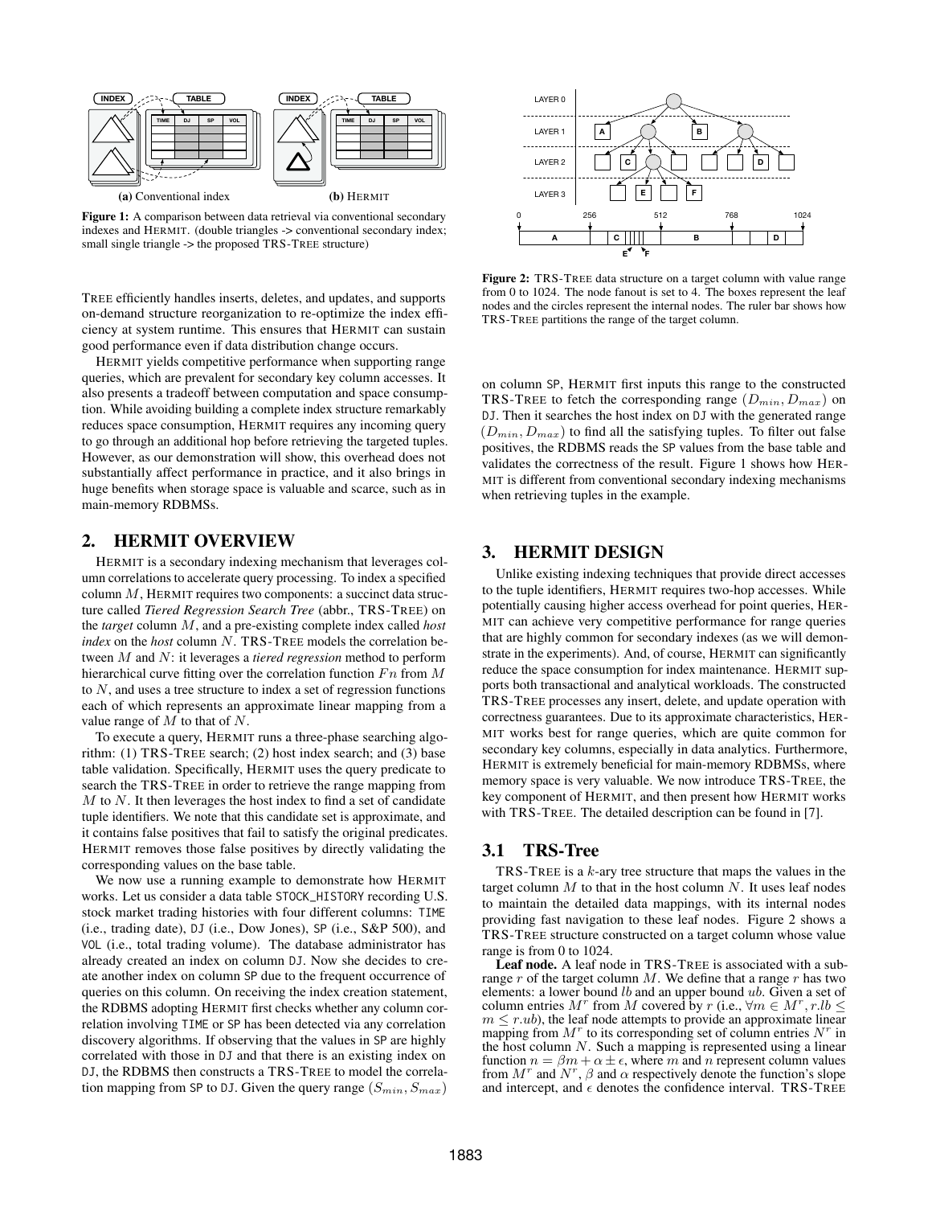**(a)** Conventional index **(b)** HERMIT

**Figure 1:** A comparison between data retrieval via conventional secondary indexes and HERMIT. (double triangles -> conventional secondary index; small single triangle -> the proposed TRS-TREE structure)

TREE efficiently handles inserts, deletes, and updates, and supports on-demand structure reorganization to re-optimize the index efficiency at system runtime. This ensures that HERMIT can sustain good performance even if data distribution change occurs.

HERMIT yields competitive performance when supporting range queries, which are prevalent for secondary key column accesses. It also presents a tradeoff between computation and space consumption. While avoiding building a complete index structure remarkably reduces space consumption, HERMIT requires any incoming query to go through an additional hop before retrieving the targeted tuples. However, as our demonstration will show, this overhead does not substantially affect performance in practice, and it also brings in huge benefits when storage space is valuable and scarce, such as in main-memory RDBMSs.

## 2. HERMIT OVERVIEW

HERMIT is a secondary indexing mechanism that leverages column correlations to accelerate query processing. To index a specified column $M$, HERMIT requires two components: a succinct data structure called *Tiered Regression Search Tree* (abbr., TRS-TREE) on the *target* column $M$, and a pre-existing complete index called *host index* on the *host* column $N$. TRS-TREE models the correlation between $M$ and $N$: it leverages a *tiered regression* method to perform hierarchical curve fitting over the correlation function $Fn$ from $M$ to $N$, and uses a tree structure to index a set of regression functions each of which represents an approximate linear mapping from a value range of $M$ to that of $N$.

To execute a query, HERMIT runs a three-phase searching algorithm: (1) TRS-TREE search; (2) host index search; and (3) base table validation. Specifically, HERMIT uses the query predicate to search the TRS-TREE in order to retrieve the range mapping from $M$ to $N$. It then leverages the host index to find a set of candidate tuple identifiers. We note that this candidate set is approximate, and it contains false positives that fail to satisfy the original predicates. HERMIT removes those false positives by directly validating the corresponding values on the base table.

We now use a running example to demonstrate how HERMIT works. Let us consider a data table STOCK_HISTORY recording U.S. stock market trading histories with four different columns: TIME (i.e., trading date), DJ (i.e., Dow Jones), SP (i.e., S&P 500), and VOL (i.e., total trading volume). The database administrator has already created an index on column DJ. Now she decides to create another index on column SP due to the frequent occurrence of queries on this column. On receiving the index creation statement, the RDBMS adopting HERMIT first checks whether any column correlation involving TIME or SP has been detected via any correlation discovery algorithms. If observing that the values in SP are highly correlated with those in DJ and that there is an existing index on DJ, the RDBMS then constructs a TRS-TREE to model the correlation mapping from SP to DJ. Given the query range $(S_{min}, S_{max})$ on column SP, HERMIT first inputs this range to the constructed TRS-TREE to fetch the corresponding range $(D_{min}, D_{max})$ on DJ. Then it searches the host index on DJ with the generated range $(D_{min}, D_{max})$ to find all the satisfying tuples. To filter out false positives, the RDBMS reads the SP values from the base table and validates the correctness of the result. Figure 1 shows how HERMIT is different from conventional secondary indexing mechanisms when retrieving tuples in the example.

**Figure 2:** TRS-TREE data structure on a target column with value range from 0 to 1024. The node fanout is set to 4. The boxes represent the leaf nodes and the circles represent the internal nodes. The ruler bar shows how TRS-TREE partitions the range of the target column.

## 3. HERMIT DESIGN

Unlike existing indexing techniques that provide direct accesses to the tuple identifiers, HERMIT requires two-hop accesses. While potentially causing higher access overhead for point queries, HERMIT can achieve very competitive performance for range queries that are highly common for secondary indexes (as we will demonstrate in the experiments). And, of course, HERMIT can significantly reduce the space consumption for index maintenance. HERMIT supports both transactional and analytical workloads. The constructed TRS-TREE processes any insert, delete, and update operation with correctness guarantees. Due to its approximate characteristics, HERMIT works best for range queries, which are quite common for secondary key columns, especially in data analytics. Furthermore, HERMIT is extremely beneficial for main-memory RDBMSs, where memory space is very valuable. We now introduce TRS-TREE, the key component of HERMIT, and then present how HERMIT works with TRS-TREE. The detailed description can be found in [7].

### 3.1 TRS-Tree

TRS-TREE is a $k$-ary tree structure that maps the values in the target column $M$ to that in the host column $N$. It uses leaf nodes to maintain the detailed data mappings, with its internal nodes providing fast navigation to these leaf nodes. Figure 2 shows a TRS-TREE structure constructed on a target column whose value range is from 0 to 1024.

**Leaf node.** A leaf node in TRS-TREE is associated with a subrange $r$ of the target column $M$. We define that a range $r$ has two elements: a lower bound $lb$ and an upper bound $ub$. Given a set of column entries $M^r$ from $M$ covered by $r$ (i.e., $\forall m \in M^r, r.lb \leq m \leq r.ub$), the leaf node attempts to provide an approximate linear mapping from $M^r$ to its corresponding set of column entries $N^r$ in the host column $N$. Such a mapping is represented using a linear function $n = \beta m + \alpha \pm \epsilon$, where $m$ and $n$ represent column values from $M^r$ and $N^r$, $\beta$ and $\alpha$ respectively denote the function's slope and intercept, and $\epsilon$ denotes the confidence interval. TRS-TREE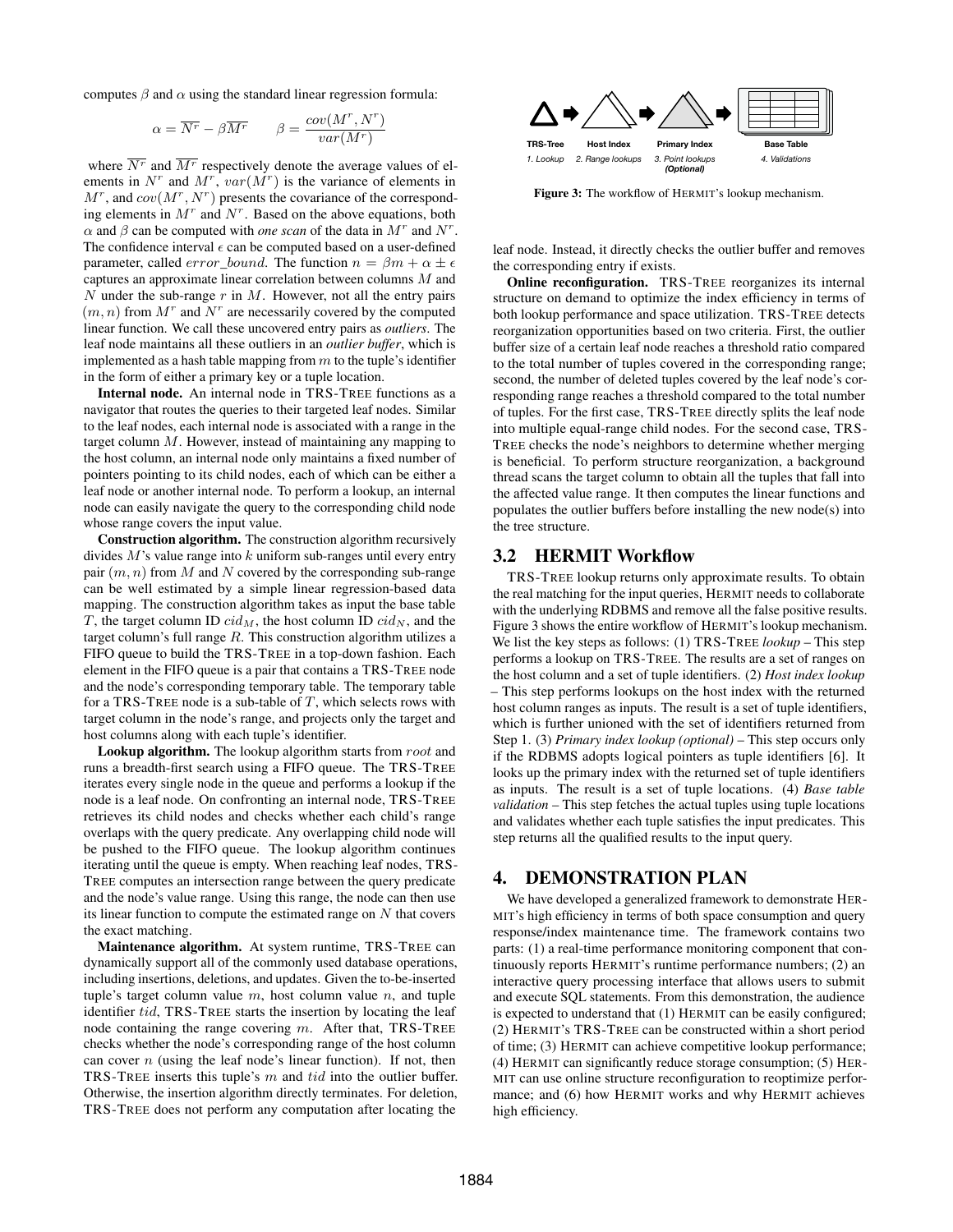computes $\beta$ and $\alpha$ using the standard linear regression formula:

$$\alpha = \overline{N^r} - \beta\overline{M^r} \qquad \beta = \frac{cov(M^r, N^r)}{var(M^r)}$$

where $\overline{N^r}$ and $\overline{M^r}$ respectively denote the average values of elements in $N^r$ and $M^r$, $var(M^r)$ is the variance of elements in $M^r$, and $cov(M^r, N^r)$ presents the covariance of the corresponding elements in $M^r$ and $N^r$. Based on the above equations, both $\alpha$ and $\beta$ can be computed with *one scan* of the data in $M^r$ and $N^r$. The confidence interval $\epsilon$ can be computed based on a user-defined parameter, called $error\_bound$. The function $n = \beta m + \alpha \pm \epsilon$ captures an approximate linear correlation between columns $M$ and $N$ under the sub-range $r$ in $M$. However, not all the entry pairs $(m, n)$ from $M^r$ and $N^r$ are necessarily covered by the computed linear function. We call these uncovered entry pairs as *outliers*. The leaf node maintains all these outliers in an *outlier buffer*, which is implemented as a hash table mapping from $m$ to the tuple's identifier in the form of either a primary key or a tuple location.

**Internal node.** An internal node in TRS-TREE functions as a navigator that routes the queries to their targeted leaf nodes. Similar to the leaf nodes, each internal node is associated with a range in the target column $M$. However, instead of maintaining any mapping to the host column, an internal node only maintains a fixed number of pointers pointing to its child nodes, each of which can be either a leaf node or another internal node. To perform a lookup, an internal node can easily navigate the query to the corresponding child node whose range covers the input value.

**Construction algorithm.** The construction algorithm recursively divides $M$'s value range into $k$ uniform sub-ranges until every entry pair $(m, n)$ from $M$ and $N$ covered by the corresponding sub-range can be well estimated by a simple linear regression-based data mapping. The construction algorithm takes as input the base table $T$, the target column ID $cid_M$, the host column ID $cid_N$, and the target column's full range $R$. This construction algorithm utilizes a FIFO queue to build the TRS-TREE in a top-down fashion. Each element in the FIFO queue is a pair that contains a TRS-TREE node and the node's corresponding temporary table. The temporary table for a TRS-TREE node is a sub-table of $T$, which selects rows with target column in the node's range, and projects only the target and host columns along with each tuple's identifier.

**Lookup algorithm.** The lookup algorithm starts from $root$ and runs a breadth-first search using a FIFO queue. The TRS-TREE iterates every single node in the queue and performs a lookup if the node is a leaf node. On confronting an internal node, TRS-TREE retrieves its child nodes and checks whether each child's range overlaps with the query predicate. Any overlapping child node will be pushed to the FIFO queue. The lookup algorithm continues iterating until the queue is empty. When reaching leaf nodes, TRS-TREE computes an intersection range between the query predicate and the node's value range. Using this range, the node can then use its linear function to compute the estimated range on $N$ that covers the exact matching.

**Maintenance algorithm.** At system runtime, TRS-TREE can dynamically support all of the commonly used database operations, including insertions, deletions, and updates. Given the to-be-inserted tuple's target column value $m$, host column value $n$, and tuple identifier $tid$, TRS-TREE starts the insertion by locating the leaf node containing the range covering $m$. After that, TRS-TREE checks whether the node's corresponding range of the host column can cover $n$ (using the leaf node's linear function). If not, then TRS-TREE inserts this tuple's $m$ and $tid$ into the outlier buffer. Otherwise, the insertion algorithm directly terminates. For deletion, TRS-TREE does not perform any computation after locating the leaf node. Instead, it directly checks the outlier buffer and removes the corresponding entry if exists.

**Online reconfiguration.** TRS-TREE reorganizes its internal structure on demand to optimize the index efficiency in terms of both lookup performance and space utilization. TRS-TREE detects reorganization opportunities based on two criteria. First, the outlier buffer size of a certain leaf node reaches a threshold ratio compared to the total number of tuples covered in the corresponding range; second, the number of deleted tuples covered by the leaf node's corresponding range reaches a threshold compared to the total number of tuples. For the first case, TRS-TREE directly splits the leaf node into multiple equal-range child nodes. For the second case, TRS-TREE checks the node's neighbors to determine whether merging is beneficial. To perform structure reorganization, a background thread scans the target column to obtain all the tuples that fall into the affected value range. It then computes the linear functions and populates the outlier buffers before installing the new node(s) into the tree structure.

TRS-Tree → Host Index → Primary Index → Base Table

1. Lookup 2. Range lookups 3. Point lookups (Optional) 4. Validations

**Figure 3:** The workflow of HERMIT's lookup mechanism.

## 3.2 HERMIT Workflow

TRS-TREE lookup returns only approximate results. To obtain the real matching for the input queries, HERMIT needs to collaborate with the underlying RDBMS and remove all the false positive results. Figure 3 shows the entire workflow of HERMIT's lookup mechanism. We list the key steps as follows: (1) TRS-TREE *lookup* – This step performs a lookup on TRS-TREE. The results are a set of ranges on the host column and a set of tuple identifiers. (2) *Host index lookup* – This step performs lookups on the host index with the returned host column ranges as inputs. The result is a set of tuple identifiers, which is further unioned with the set of identifiers returned from Step 1. (3) *Primary index lookup (optional)* – This step occurs only if the RDBMS adopts logical pointers as tuple identifiers [6]. It looks up the primary index with the returned set of tuple identifiers as inputs. The result is a set of tuple locations. (4) *Base table validation* – This step fetches the actual tuples using tuple locations and validates whether each tuple satisfies the input predicates. This step returns all the qualified results to the input query.

# 4. DEMONSTRATION PLAN

We have developed a generalized framework to demonstrate HERMIT's high efficiency in terms of both space consumption and query response/index maintenance time. The framework contains two parts: (1) a real-time performance monitoring component that continuously reports HERMIT's runtime performance numbers; (2) an interactive query processing interface that allows users to submit and execute SQL statements. From this demonstration, the audience is expected to understand that (1) HERMIT can be easily configured; (2) HERMIT's TRS-TREE can be constructed within a short period of time; (3) HERMIT can achieve competitive lookup performance; (4) HERMIT can significantly reduce storage consumption; (5) HERMIT can use online structure reconfiguration to reoptimize performance; and (6) how HERMIT works and why HERMIT achieves high efficiency.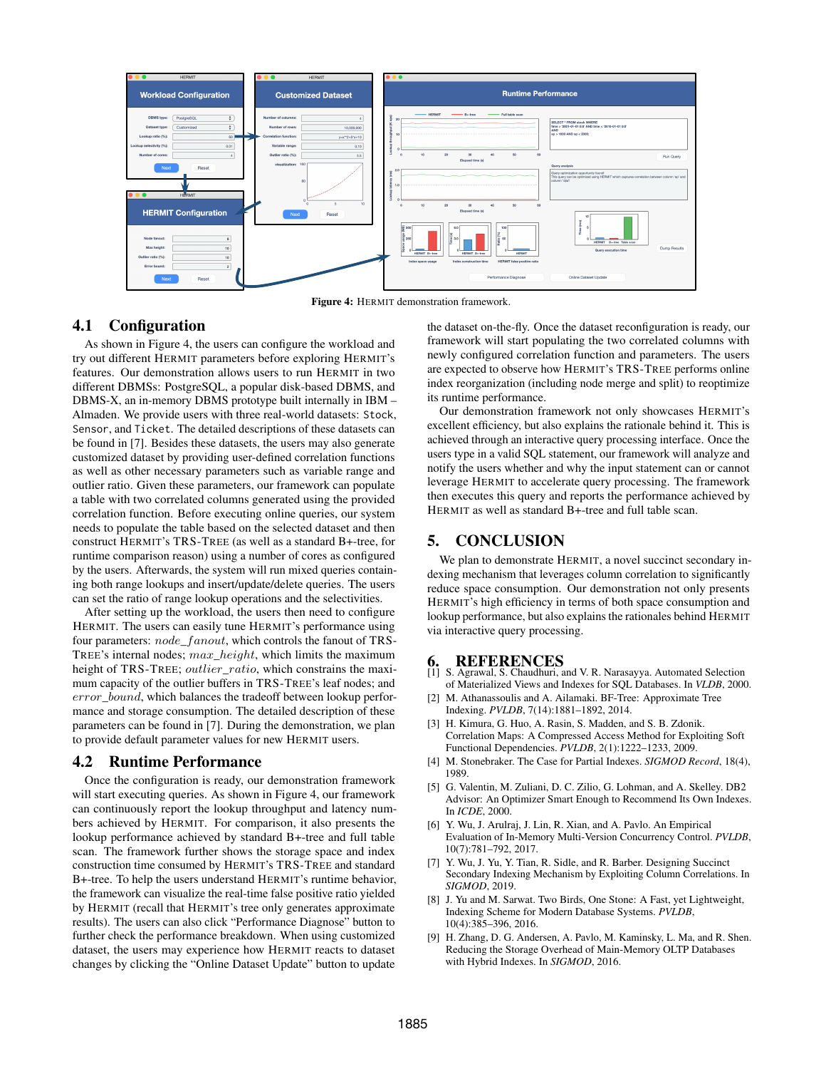Figure 4: HERMIT demonstration framework.

## 4.1 Configuration

As shown in Figure 4, the users can configure the workload and try out different HERMIT parameters before exploring HERMIT's features. Our demonstration allows users to run HERMIT in two different DBMSs: PostgreSQL, a popular disk-based DBMS, and DBMS-X, an in-memory DBMS prototype built internally in IBM – Almaden. We provide users with three real-world datasets: Stock, Sensor, and Ticket. The detailed descriptions of these datasets can be found in [7]. Besides these datasets, the users may also generate customized dataset by providing user-defined correlation functions as well as other necessary parameters such as variable range and outlier ratio. Given these parameters, our framework can populate a table with two correlated columns generated using the provided correlation function. Before executing online queries, our system needs to populate the table based on the selected dataset and then construct HERMIT's TRS-TREE (as well as a standard B+-tree, for runtime comparison reason) using a number of cores as configured by the users. Afterwards, the system will run mixed queries containing both range lookups and insert/update/delete queries. The users can set the ratio of range lookup operations and the selectivities.

After setting up the workload, the users then need to configure HERMIT. The users can easily tune HERMIT's performance using four parameters: $node\_fanout$, which controls the fanout of TRS-TREE's internal nodes; $max\_height$, which limits the maximum height of TRS-TREE; $outlier\_ratio$, which constrains the maximum capacity of the outlier buffers in TRS-TREE's leaf nodes; and $error\_bound$, which balances the tradeoff between lookup performance and storage consumption. The detailed description of these parameters can be found in [7]. During the demonstration, we plan to provide default parameter values for new HERMIT users.

## 4.2 Runtime Performance

Once the configuration is ready, our demonstration framework will start executing queries. As shown in Figure 4, our framework can continuously report the lookup throughput and latency numbers achieved by HERMIT. For comparison, it also presents the lookup performance achieved by standard B+-tree and full table scan. The framework further shows the storage space and index construction time consumed by HERMIT's TRS-TREE and standard B+-tree. To help the users understand HERMIT's runtime behavior, the framework can visualize the real-time false positive ratio yielded by HERMIT (recall that HERMIT's tree only generates approximate results). The users can also click "Performance Diagnose" button to further check the performance breakdown. When using customized dataset, the users may experience how HERMIT reacts to dataset changes by clicking the "Online Dataset Update" button to update the dataset on-the-fly. Once the dataset reconfiguration is ready, our framework will start populating the two correlated columns with newly configured correlation function and parameters. The users are expected to observe how HERMIT's TRS-TREE performs online index reorganization (including node merge and split) to reoptimize its runtime performance.

Our demonstration framework not only showcases HERMIT's excellent efficiency, but also explains the rationale behind it. This is achieved through an interactive query processing interface. Once the users type in a valid SQL statement, our framework will analyze and notify the users whether and why the input statement can or cannot leverage HERMIT to accelerate query processing. The framework then executes this query and reports the performance achieved by HERMIT as well as standard B+-tree and full table scan.

## 5. CONCLUSION

We plan to demonstrate HERMIT, a novel succinct secondary indexing mechanism that leverages column correlation to significantly reduce space consumption. Our demonstration not only presents HERMIT's high efficiency in terms of both space consumption and lookup performance, but also explains the rationales behind HERMIT via interactive query processing.

## 6. REFERENCES

[1] S. Agrawal, S. Chaudhuri, and V. R. Narasayya. Automated Selection of Materialized Views and Indexes for SQL Databases. In *VLDB*, 2000.

[2] M. Athanassoulis and A. Ailamaki. BF-Tree: Approximate Tree Indexing. *PVLDB*, 7(14):1881–1892, 2014.

[3] H. Kimura, G. Huo, A. Rasin, S. Madden, and S. B. Zdonik. Correlation Maps: A Compressed Access Method for Exploiting Soft Functional Dependencies. *PVLDB*, 2(1):1222–1233, 2009.

[4] M. Stonebraker. The Case for Partial Indexes. *SIGMOD Record*, 18(4), 1989.

[5] G. Valentin, M. Zuliani, D. C. Zilio, G. Lohman, and A. Skelley. DB2 Advisor: An Optimizer Smart Enough to Recommend Its Own Indexes. In *ICDE*, 2000.

[6] Y. Wu, J. Arulraj, J. Lin, R. Xian, and A. Pavlo. An Empirical Evaluation of In-Memory Multi-Version Concurrency Control. *PVLDB*, 10(7):781–792, 2017.

[7] Y. Wu, J. Yu, Y. Tian, R. Sidle, and R. Barber. Designing Succinct Secondary Indexing Mechanism by Exploiting Column Correlations. In *SIGMOD*, 2019.

[8] J. Yu and M. Sarwat. Two Birds, One Stone: A Fast, yet Lightweight, Indexing Scheme for Modern Database Systems. *PVLDB*, 10(4):385–396, 2016.

[9] H. Zhang, D. G. Andersen, A. Pavlo, M. Kaminsky, L. Ma, and R. Shen. Reducing the Storage Overhead of Main-Memory OLTP Databases with Hybrid Indexes. In *SIGMOD*, 2016.